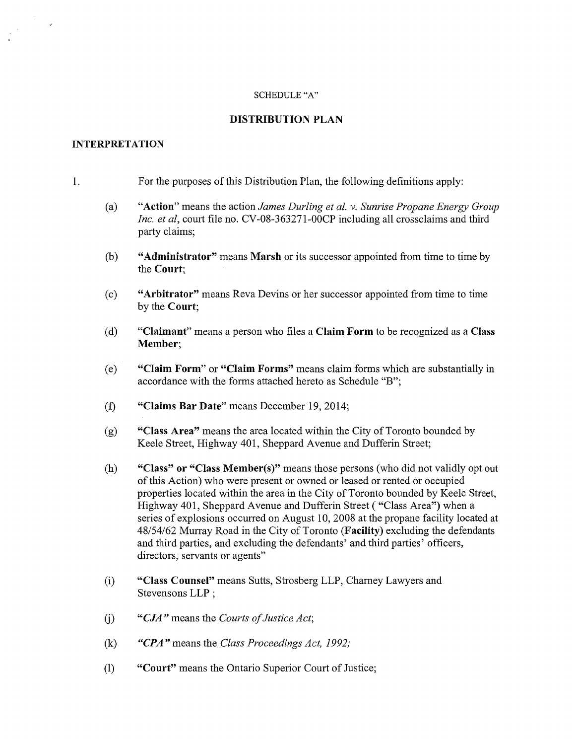SCHEDULE "A"

## DISTRIBUTION PLAN

### INTERPRETATION

1. For the purposes of this Distribution Plan, the following definitions apply:

   (a) "**Action**" means the action *James Durling et al. v. Sunrise Propane Energy Group Inc. et al*, court file no. CV-08-363271-00CP including all crossclaims and third party claims;

   (b) "**Administrator**" means **Marsh** or its successor appointed from time to time by the **Court**;

   (c) "**Arbitrator**" means Reva Devins or her successor appointed from time to time by the **Court**;

   (d) "**Claimant**" means a person who files a **Claim Form** to be recognized as a **Class Member**;

   (e) "**Claim Form**" or "**Claim Forms**" means claim forms which are substantially in accordance with the forms attached hereto as Schedule "B";

   (f) "**Claims Bar Date**" means December 19, 2014;

   (g) "**Class Area**" means the area located within the City of Toronto bounded by Keele Street, Highway 401, Sheppard Avenue and Dufferin Street;

   (h) "**Class" or "Class Member(s)**" means those persons (who did not validly opt out of this Action) who were present or owned or leased or rented or occupied properties located within the area in the City of Toronto bounded by Keele Street, Highway 401, Sheppard Avenue and Dufferin Street ( "Class Area") when a series of explosions occurred on August 10, 2008 at the propane facility located at 48/54/62 Murray Road in the City of Toronto (**Facility**) excluding the defendants and third parties, and excluding the defendants' and third parties' officers, directors, servants or agents"

   (i) "**Class Counsel**" means Sutts, Strosberg LLP, Charney Lawyers and Stevensons LLP ;

   (j) ***"CJA"*** means the *Courts of Justice Act*;

   (k) ***"CPA"*** means the *Class Proceedings Act, 1992;*

   (l) "**Court**" means the Ontario Superior Court of Justice;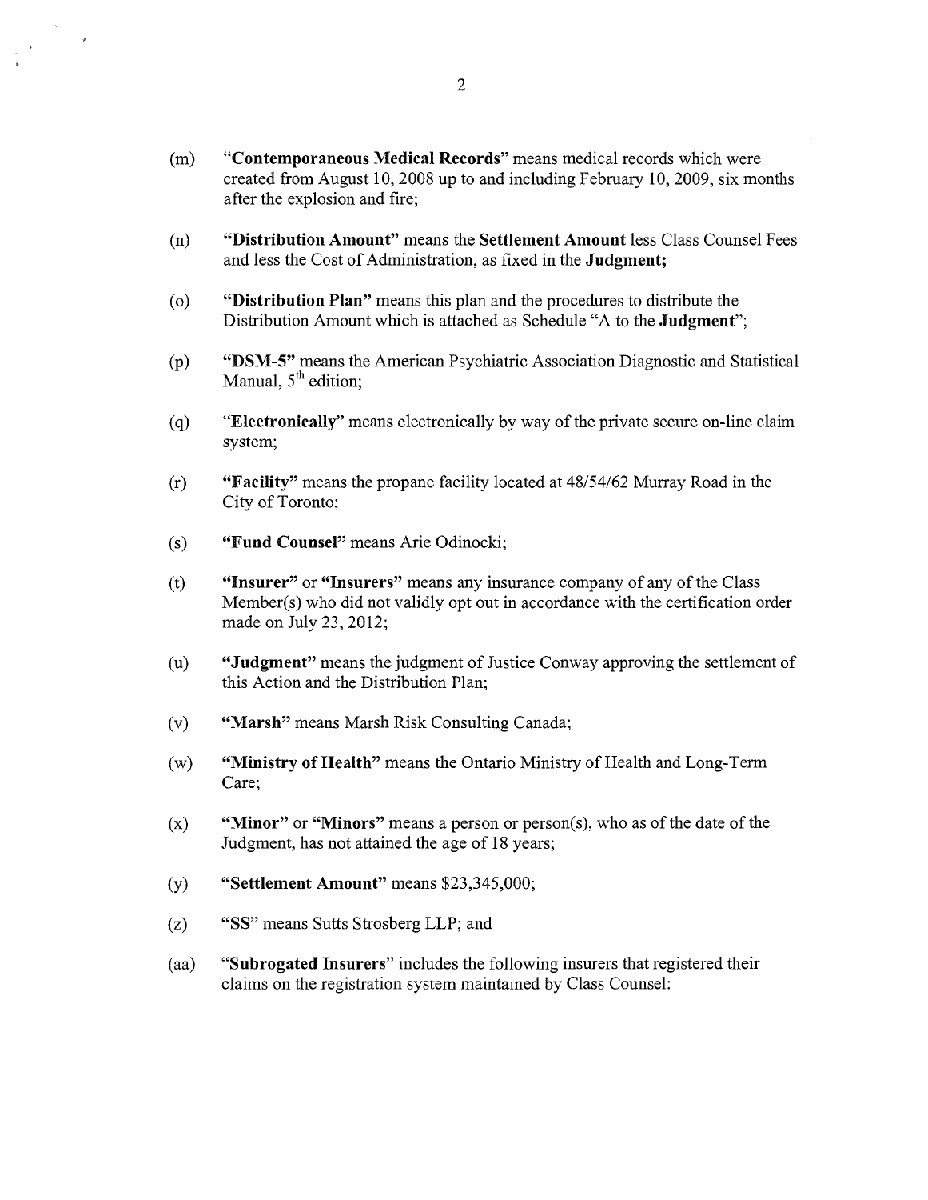(m) "**Contemporaneous Medical Records**" means medical records which were created from August 10, 2008 up to and including February 10, 2009, six months after the explosion and fire;

(n) "**Distribution Amount**" means the **Settlement Amount** less Class Counsel Fees and less the Cost of Administration, as fixed in the **Judgment;**

(o) "**Distribution Plan**" means this plan and the procedures to distribute the Distribution Amount which is attached as Schedule "A to the **Judgment**";

(p) "**DSM-5**" means the American Psychiatric Association Diagnostic and Statistical Manual, 5th edition;

(q) "**Electronically**" means electronically by way of the private secure on-line claim system;

(r) "**Facility**" means the propane facility located at 48/54/62 Murray Road in the City of Toronto;

(s) "**Fund Counsel**" means Arie Odinocki;

(t) "**Insurer**" or "**Insurers**" means any insurance company of any of the Class Member(s) who did not validly opt out in accordance with the certification order made on July 23, 2012;

(u) "**Judgment**" means the judgment of Justice Conway approving the settlement of this Action and the Distribution Plan;

(v) "**Marsh**" means Marsh Risk Consulting Canada;

(w) "**Ministry of Health**" means the Ontario Ministry of Health and Long-Term Care;

(x) "**Minor**" or "**Minors**" means a person or person(s), who as of the date of the Judgment, has not attained the age of 18 years;

(y) "**Settlement Amount**" means $23,345,000;

(z) "**SS**" means Sutts Strosberg LLP; and

(aa) "**Subrogated Insurers**" includes the following insurers that registered their claims on the registration system maintained by Class Counsel: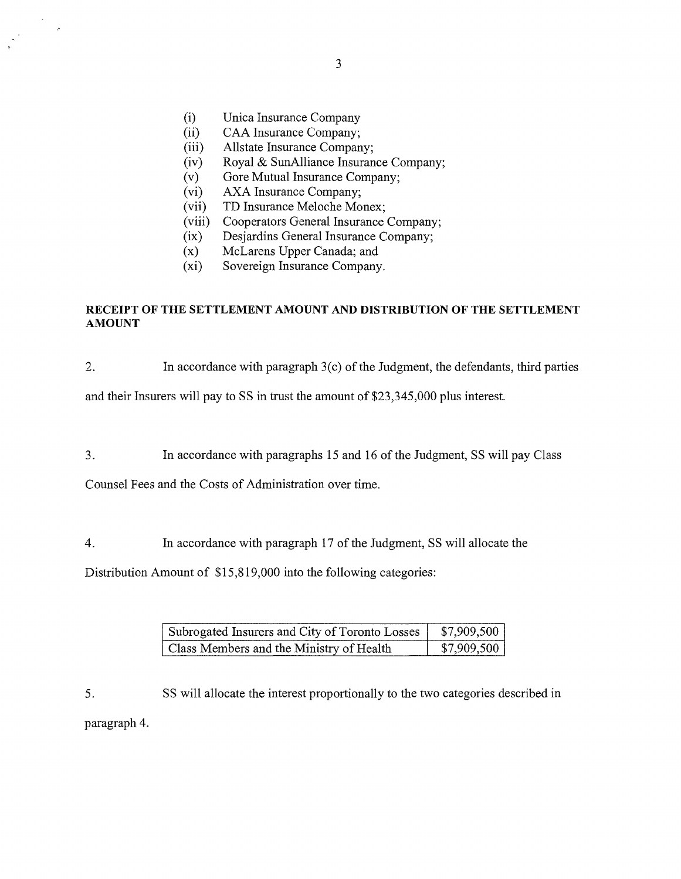(i) Unica Insurance Company
(ii) CAA Insurance Company;
(iii) Allstate Insurance Company;
(iv) Royal & SunAlliance Insurance Company;
(v) Gore Mutual Insurance Company;
(vi) AXA Insurance Company;
(vii) TD Insurance Meloche Monex;
(viii) Cooperators General Insurance Company;
(ix) Desjardins General Insurance Company;
(x) McLarens Upper Canada; and
(xi) Sovereign Insurance Company.

**RECEIPT OF THE SETTLEMENT AMOUNT AND DISTRIBUTION OF THE SETTLEMENT AMOUNT**

2. In accordance with paragraph 3(c) of the Judgment, the defendants, third parties and their Insurers will pay to SS in trust the amount of $23,345,000 plus interest.

3. In accordance with paragraphs 15 and 16 of the Judgment, SS will pay Class Counsel Fees and the Costs of Administration over time.

4. In accordance with paragraph 17 of the Judgment, SS will allocate the Distribution Amount of $15,819,000 into the following categories:

| | |
|---|---|
| Subrogated Insurers and City of Toronto Losses | $7,909,500 |
| Class Members and the Ministry of Health | $7,909,500 |

5. SS will allocate the interest proportionally to the two categories described in paragraph 4.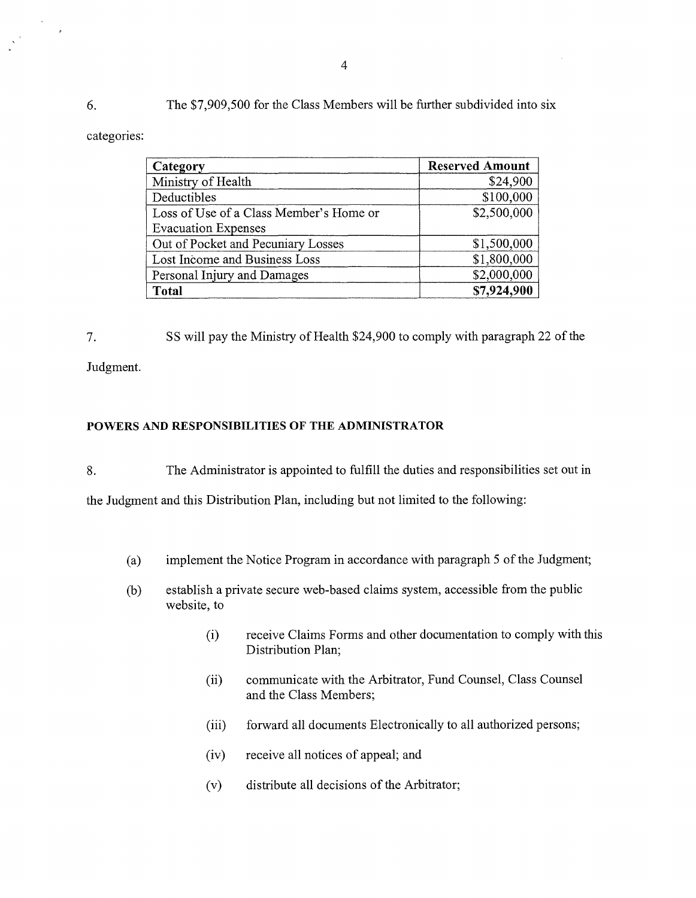6. The $7,909,500 for the Class Members will be further subdivided into six categories:

| **Category** | **Reserved Amount** |
| --- | --- |
| Ministry of Health | $24,900 |
| Deductibles | $100,000 |
| Loss of Use of a Class Member's Home or Evacuation Expenses | $2,500,000 |
| Out of Pocket and Pecuniary Losses | $1,500,000 |
| Lost Income and Business Loss | $1,800,000 |
| Personal Injury and Damages | $2,000,000 |
| **Total** | **$7,924,900** |

7. SS will pay the Ministry of Health $24,900 to comply with paragraph 22 of the Judgment.

**POWERS AND RESPONSIBILITIES OF THE ADMINISTRATOR**

8. The Administrator is appointed to fulfill the duties and responsibilities set out in the Judgment and this Distribution Plan, including but not limited to the following:

(a) implement the Notice Program in accordance with paragraph 5 of the Judgment;

(b) establish a private secure web-based claims system, accessible from the public website, to

(i) receive Claims Forms and other documentation to comply with this Distribution Plan;

(ii) communicate with the Arbitrator, Fund Counsel, Class Counsel and the Class Members;

(iii) forward all documents Electronically to all authorized persons;

(iv) receive all notices of appeal; and

(v) distribute all decisions of the Arbitrator;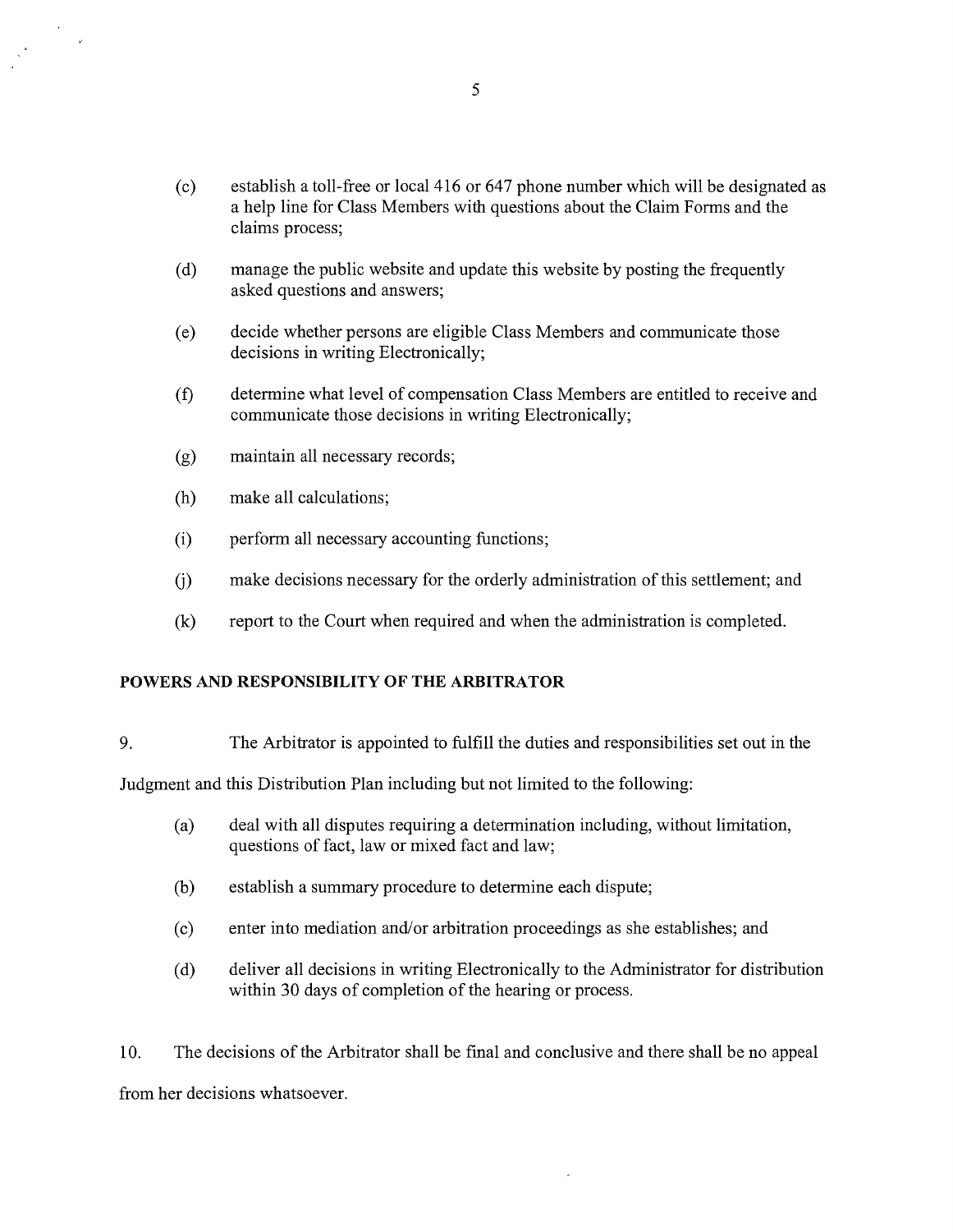(c) establish a toll-free or local 416 or 647 phone number which will be designated as a help line for Class Members with questions about the Claim Forms and the claims process;

(d) manage the public website and update this website by posting the frequently asked questions and answers;

(e) decide whether persons are eligible Class Members and communicate those decisions in writing Electronically;

(f) determine what level of compensation Class Members are entitled to receive and communicate those decisions in writing Electronically;

(g) maintain all necessary records;

(h) make all calculations;

(i) perform all necessary accounting functions;

(j) make decisions necessary for the orderly administration of this settlement; and

(k) report to the Court when required and when the administration is completed.

**POWERS AND RESPONSIBILITY OF THE ARBITRATOR**

9. The Arbitrator is appointed to fulfill the duties and responsibilities set out in the Judgment and this Distribution Plan including but not limited to the following:

(a) deal with all disputes requiring a determination including, without limitation, questions of fact, law or mixed fact and law;

(b) establish a summary procedure to determine each dispute;

(c) enter into mediation and/or arbitration proceedings as she establishes; and

(d) deliver all decisions in writing Electronically to the Administrator for distribution within 30 days of completion of the hearing or process.

10. The decisions of the Arbitrator shall be final and conclusive and there shall be no appeal from her decisions whatsoever.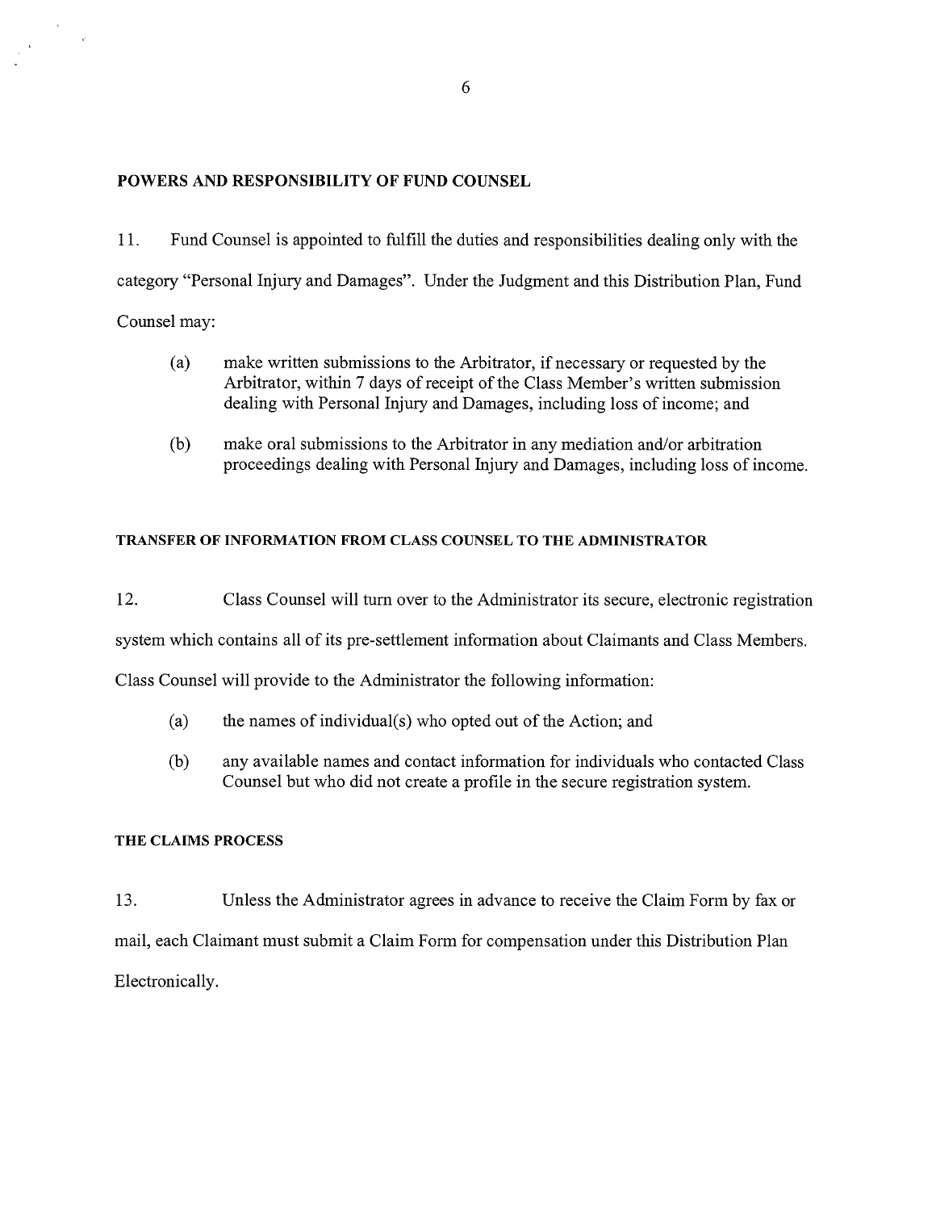## POWERS AND RESPONSIBILITY OF FUND COUNSEL

11. Fund Counsel is appointed to fulfill the duties and responsibilities dealing only with the category "Personal Injury and Damages". Under the Judgment and this Distribution Plan, Fund Counsel may:

(a) make written submissions to the Arbitrator, if necessary or requested by the Arbitrator, within 7 days of receipt of the Class Member's written submission dealing with Personal Injury and Damages, including loss of income; and

(b) make oral submissions to the Arbitrator in any mediation and/or arbitration proceedings dealing with Personal Injury and Damages, including loss of income.

## TRANSFER OF INFORMATION FROM CLASS COUNSEL TO THE ADMINISTRATOR

12. Class Counsel will turn over to the Administrator its secure, electronic registration system which contains all of its pre-settlement information about Claimants and Class Members. Class Counsel will provide to the Administrator the following information:

(a) the names of individual(s) who opted out of the Action; and

(b) any available names and contact information for individuals who contacted Class Counsel but who did not create a profile in the secure registration system.

## THE CLAIMS PROCESS

13. Unless the Administrator agrees in advance to receive the Claim Form by fax or mail, each Claimant must submit a Claim Form for compensation under this Distribution Plan Electronically.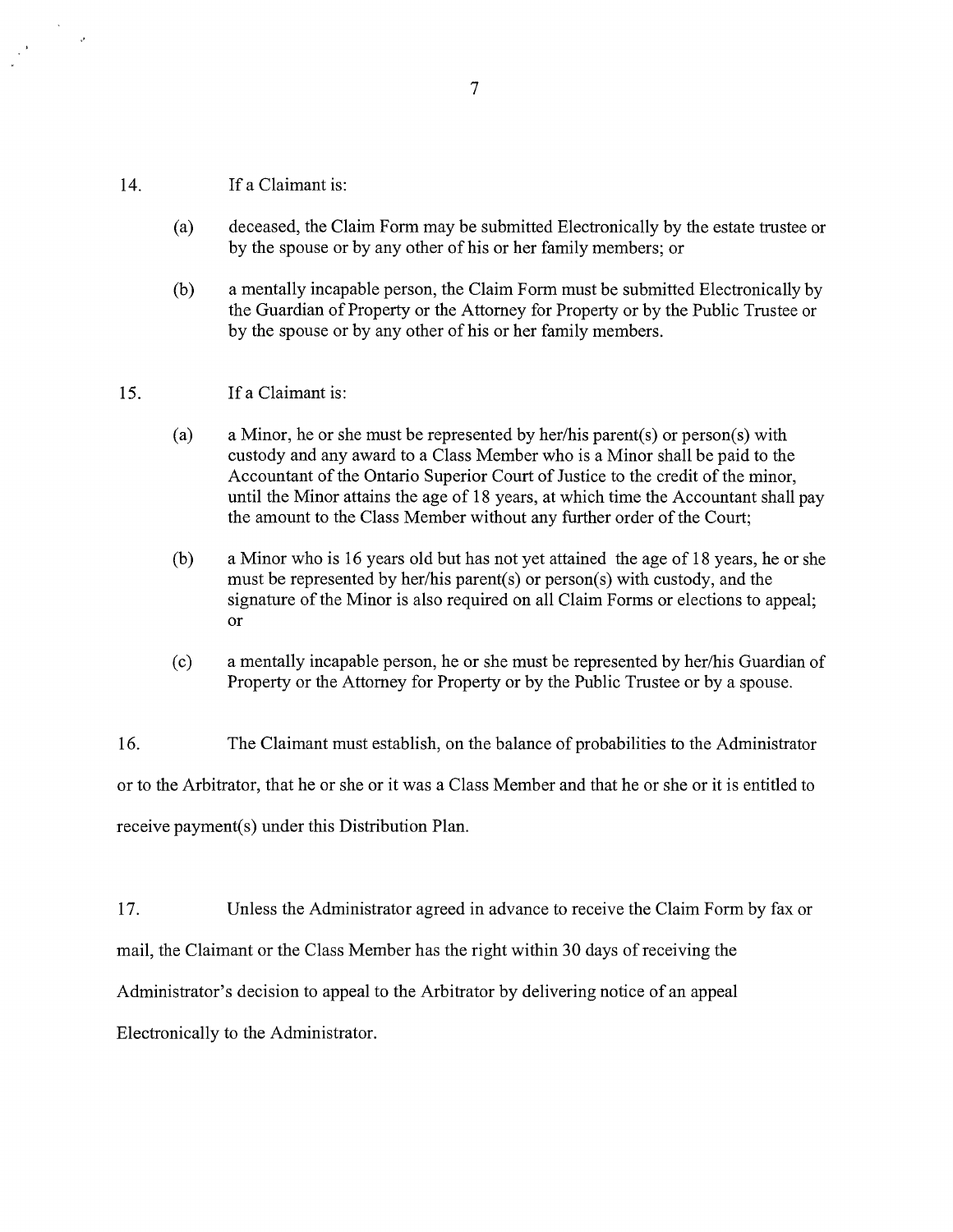14. If a Claimant is:

(a) deceased, the Claim Form may be submitted Electronically by the estate trustee or by the spouse or by any other of his or her family members; or

(b) a mentally incapable person, the Claim Form must be submitted Electronically by the Guardian of Property or the Attorney for Property or by the Public Trustee or by the spouse or by any other of his or her family members.

15. If a Claimant is:

(a) a Minor, he or she must be represented by her/his parent(s) or person(s) with custody and any award to a Class Member who is a Minor shall be paid to the Accountant of the Ontario Superior Court of Justice to the credit of the minor, until the Minor attains the age of 18 years, at which time the Accountant shall pay the amount to the Class Member without any further order of the Court;

(b) a Minor who is 16 years old but has not yet attained the age of 18 years, he or she must be represented by her/his parent(s) or person(s) with custody, and the signature of the Minor is also required on all Claim Forms or elections to appeal; or

(c) a mentally incapable person, he or she must be represented by her/his Guardian of Property or the Attorney for Property or by the Public Trustee or by a spouse.

16. The Claimant must establish, on the balance of probabilities to the Administrator or to the Arbitrator, that he or she or it was a Class Member and that he or she or it is entitled to receive payment(s) under this Distribution Plan.

17. Unless the Administrator agreed in advance to receive the Claim Form by fax or mail, the Claimant or the Class Member has the right within 30 days of receiving the Administrator's decision to appeal to the Arbitrator by delivering notice of an appeal Electronically to the Administrator.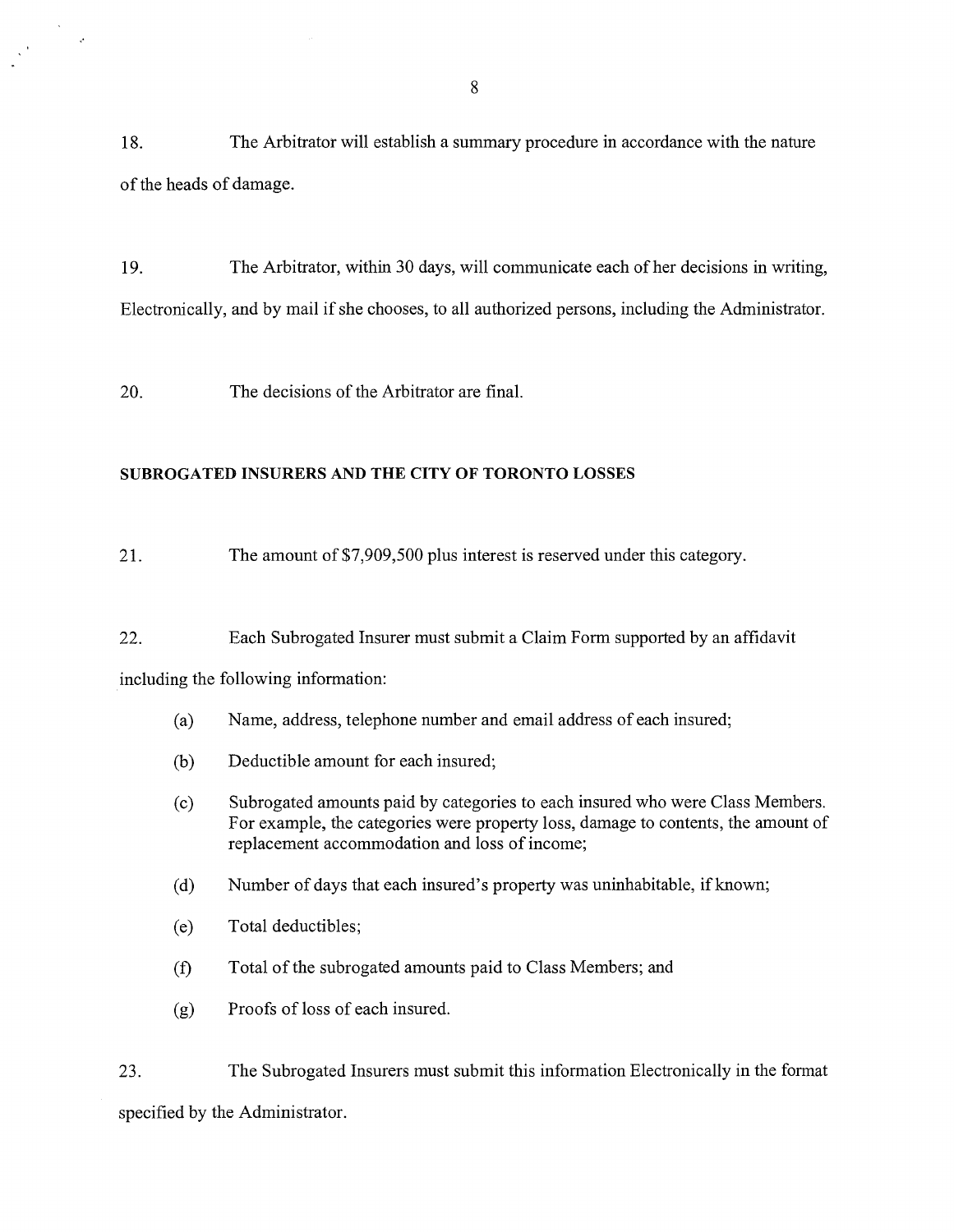18. The Arbitrator will establish a summary procedure in accordance with the nature of the heads of damage.

19. The Arbitrator, within 30 days, will communicate each of her decisions in writing, Electronically, and by mail if she chooses, to all authorized persons, including the Administrator.

20. The decisions of the Arbitrator are final.

**SUBROGATED INSURERS AND THE CITY OF TORONTO LOSSES**

21. The amount of $7,909,500 plus interest is reserved under this category.

22. Each Subrogated Insurer must submit a Claim Form supported by an affidavit including the following information:

(a) Name, address, telephone number and email address of each insured;

(b) Deductible amount for each insured;

(c) Subrogated amounts paid by categories to each insured who were Class Members. For example, the categories were property loss, damage to contents, the amount of replacement accommodation and loss of income;

(d) Number of days that each insured's property was uninhabitable, if known;

(e) Total deductibles;

(f) Total of the subrogated amounts paid to Class Members; and

(g) Proofs of loss of each insured.

23. The Subrogated Insurers must submit this information Electronically in the format specified by the Administrator.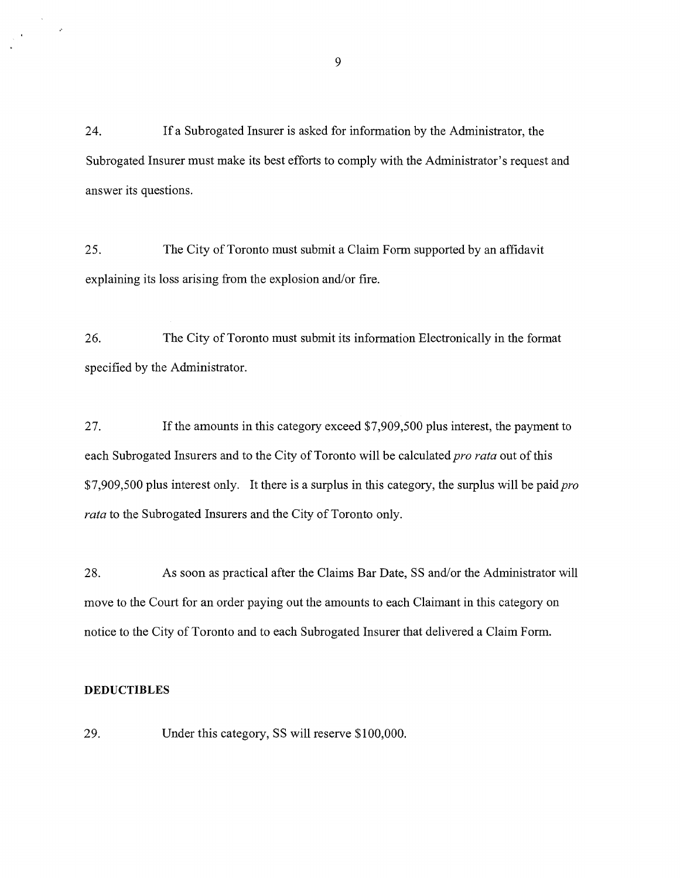24. If a Subrogated Insurer is asked for information by the Administrator, the Subrogated Insurer must make its best efforts to comply with the Administrator's request and answer its questions.

25. The City of Toronto must submit a Claim Form supported by an affidavit explaining its loss arising from the explosion and/or fire.

26. The City of Toronto must submit its information Electronically in the format specified by the Administrator.

27. If the amounts in this category exceed $7,909,500 plus interest, the payment to each Subrogated Insurers and to the City of Toronto will be calculated *pro rata* out of this $7,909,500 plus interest only. It there is a surplus in this category, the surplus will be paid *pro rata* to the Subrogated Insurers and the City of Toronto only.

28. As soon as practical after the Claims Bar Date, SS and/or the Administrator will move to the Court for an order paying out the amounts to each Claimant in this category on notice to the City of Toronto and to each Subrogated Insurer that delivered a Claim Form.

**DEDUCTIBLES**

29. Under this category, SS will reserve $100,000.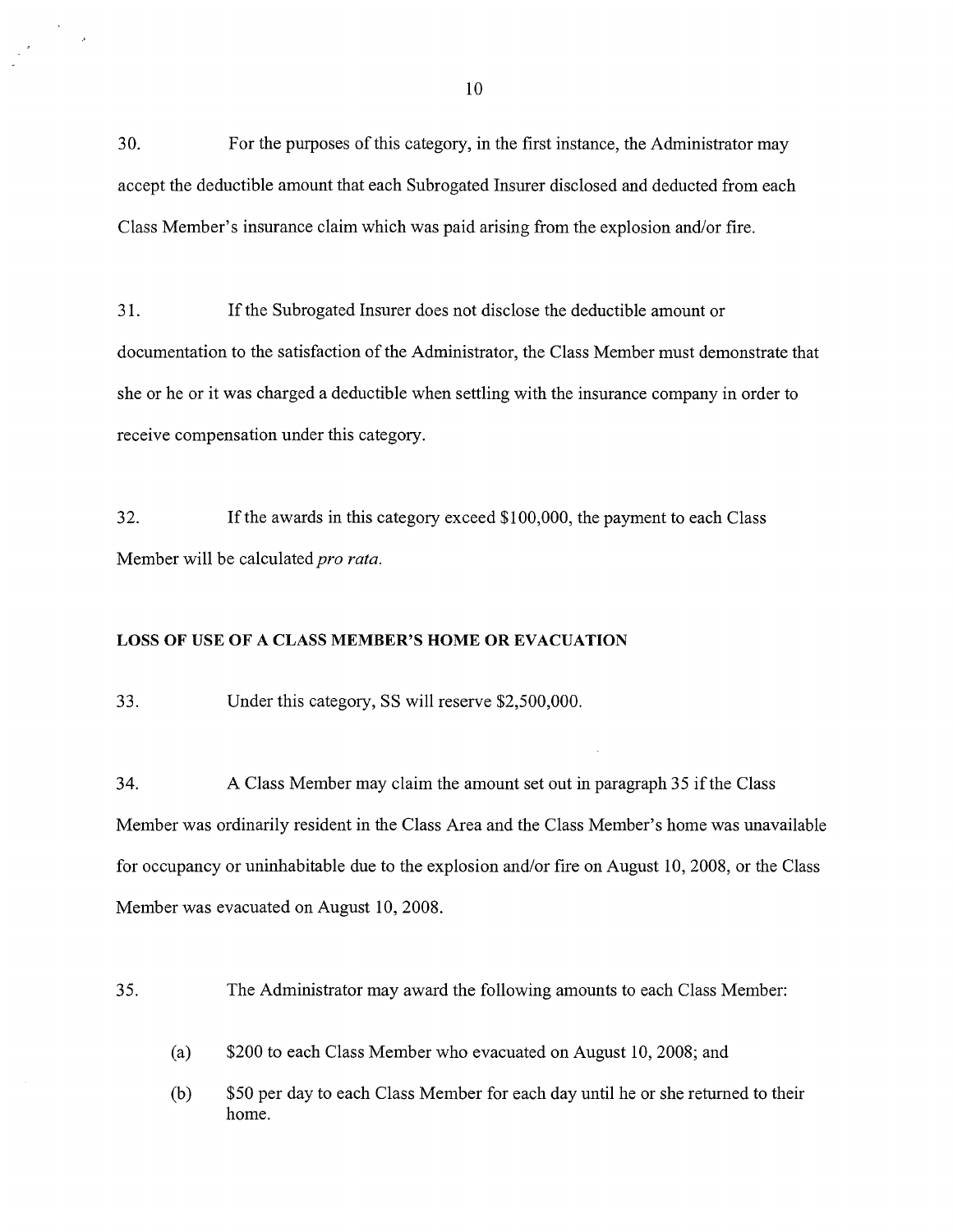30. For the purposes of this category, in the first instance, the Administrator may accept the deductible amount that each Subrogated Insurer disclosed and deducted from each Class Member's insurance claim which was paid arising from the explosion and/or fire.

31. If the Subrogated Insurer does not disclose the deductible amount or documentation to the satisfaction of the Administrator, the Class Member must demonstrate that she or he or it was charged a deductible when settling with the insurance company in order to receive compensation under this category.

32. If the awards in this category exceed $100,000, the payment to each Class Member will be calculated *pro rata*.

**LOSS OF USE OF A CLASS MEMBER'S HOME OR EVACUATION**

33. Under this category, SS will reserve $2,500,000.

34. A Class Member may claim the amount set out in paragraph 35 if the Class Member was ordinarily resident in the Class Area and the Class Member's home was unavailable for occupancy or uninhabitable due to the explosion and/or fire on August 10, 2008, or the Class Member was evacuated on August 10, 2008.

35. The Administrator may award the following amounts to each Class Member:

(a) $200 to each Class Member who evacuated on August 10, 2008; and

(b) $50 per day to each Class Member for each day until he or she returned to their home.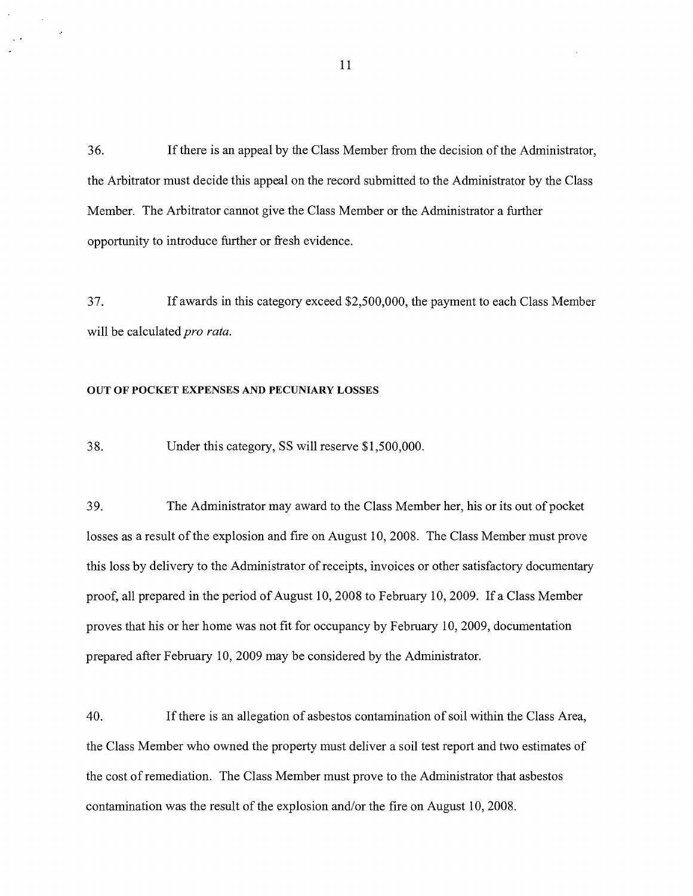36. If there is an appeal by the Class Member from the decision of the Administrator, the Arbitrator must decide this appeal on the record submitted to the Administrator by the Class Member. The Arbitrator cannot give the Class Member or the Administrator a further opportunity to introduce further or fresh evidence.

37. If awards in this category exceed $2,500,000, the payment to each Class Member will be calculated *pro rata.*

#### OUT OF POCKET EXPENSES AND PECUNIARY LOSSES

38. Under this category, SS will reserve $1,500,000.

39. The Administrator may award to the Class Member her, his or its out of pocket losses as a result of the explosion and fire on August 10, 2008. The Class Member must prove this loss by delivery to the Administrator of receipts, invoices or other satisfactory documentary proof, all prepared in the period of August 10, 2008 to February 10, 2009. If a Class Member proves that his or her home was not fit for occupancy by February 10, 2009, documentation prepared after February 10, 2009 may be considered by the Administrator.

40. If there is an allegation of asbestos contamination of soil within the Class Area, the Class Member who owned the property must deliver a soil test report and two estimates of the cost of remediation. The Class Member must prove to the Administrator that asbestos contamination was the result of the explosion and/or the fire on August 10, 2008.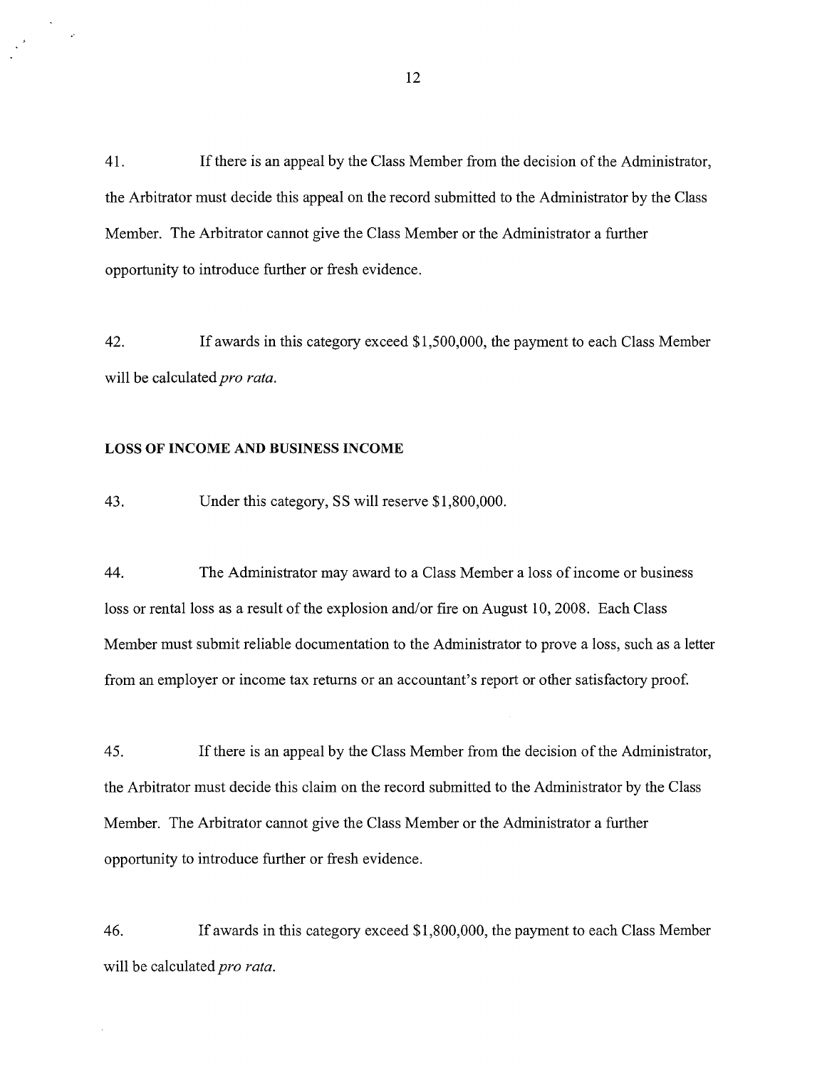41. If there is an appeal by the Class Member from the decision of the Administrator, the Arbitrator must decide this appeal on the record submitted to the Administrator by the Class Member. The Arbitrator cannot give the Class Member or the Administrator a further opportunity to introduce further or fresh evidence.

42. If awards in this category exceed $1,500,000, the payment to each Class Member will be calculated *pro rata*.

**LOSS OF INCOME AND BUSINESS INCOME**

43. Under this category, SS will reserve $1,800,000.

44. The Administrator may award to a Class Member a loss of income or business loss or rental loss as a result of the explosion and/or fire on August 10, 2008. Each Class Member must submit reliable documentation to the Administrator to prove a loss, such as a letter from an employer or income tax returns or an accountant's report or other satisfactory proof.

45. If there is an appeal by the Class Member from the decision of the Administrator, the Arbitrator must decide this claim on the record submitted to the Administrator by the Class Member. The Arbitrator cannot give the Class Member or the Administrator a further opportunity to introduce further or fresh evidence.

46. If awards in this category exceed $1,800,000, the payment to each Class Member will be calculated *pro rata*.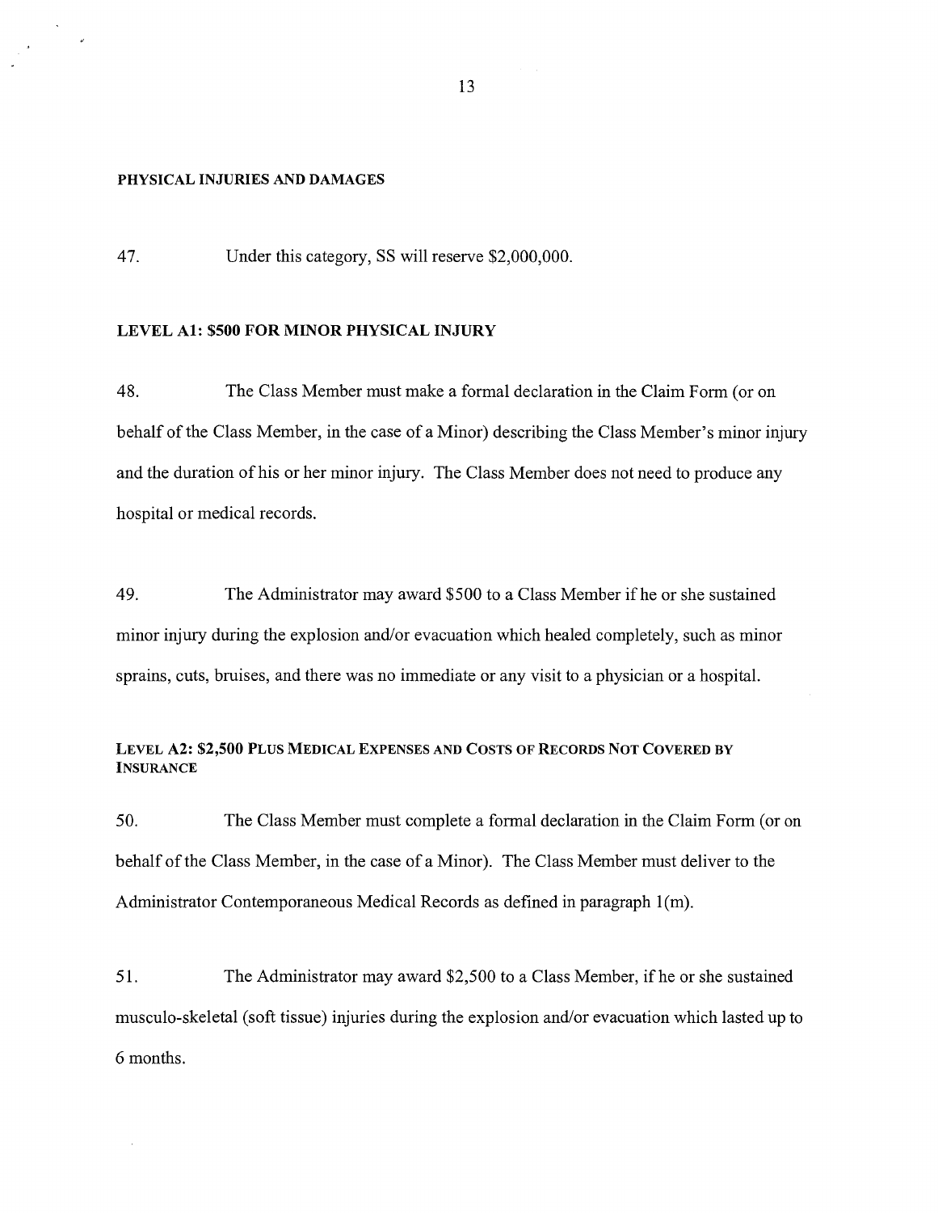## PHYSICAL INJURIES AND DAMAGES

47. Under this category, SS will reserve $2,000,000.

### LEVEL A1: $500 FOR MINOR PHYSICAL INJURY

48. The Class Member must make a formal declaration in the Claim Form (or on behalf of the Class Member, in the case of a Minor) describing the Class Member's minor injury and the duration of his or her minor injury. The Class Member does not need to produce any hospital or medical records.

49. The Administrator may award $500 to a Class Member if he or she sustained minor injury during the explosion and/or evacuation which healed completely, such as minor sprains, cuts, bruises, and there was no immediate or any visit to a physician or a hospital.

### LEVEL A2: $2,500 PLUS MEDICAL EXPENSES AND COSTS OF RECORDS NOT COVERED BY INSURANCE

50. The Class Member must complete a formal declaration in the Claim Form (or on behalf of the Class Member, in the case of a Minor). The Class Member must deliver to the Administrator Contemporaneous Medical Records as defined in paragraph 1(m).

51. The Administrator may award $2,500 to a Class Member, if he or she sustained musculo-skeletal (soft tissue) injuries during the explosion and/or evacuation which lasted up to 6 months.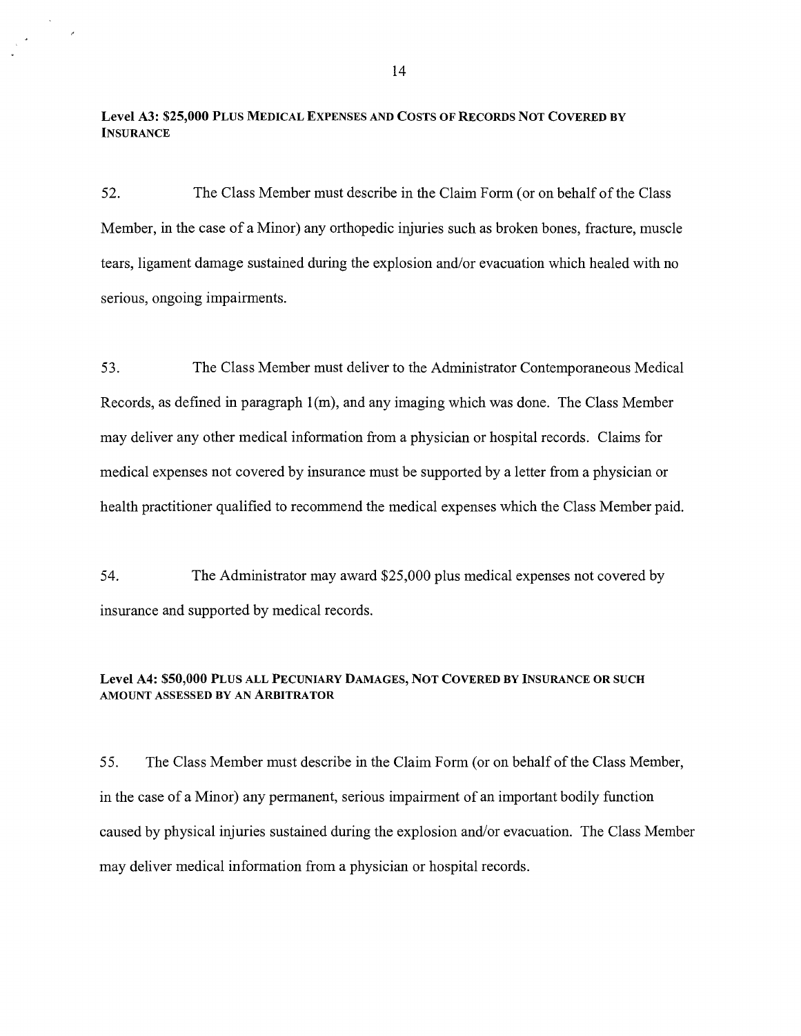### Level A3: $25,000 Plus Medical Expenses and Costs of Records Not Covered by Insurance

52. The Class Member must describe in the Claim Form (or on behalf of the Class Member, in the case of a Minor) any orthopedic injuries such as broken bones, fracture, muscle tears, ligament damage sustained during the explosion and/or evacuation which healed with no serious, ongoing impairments.

53. The Class Member must deliver to the Administrator Contemporaneous Medical Records, as defined in paragraph 1(m), and any imaging which was done. The Class Member may deliver any other medical information from a physician or hospital records. Claims for medical expenses not covered by insurance must be supported by a letter from a physician or health practitioner qualified to recommend the medical expenses which the Class Member paid.

54. The Administrator may award $25,000 plus medical expenses not covered by insurance and supported by medical records.

### Level A4: $50,000 Plus All Pecuniary Damages, Not Covered by Insurance or such amount assessed by an Arbitrator

55. The Class Member must describe in the Claim Form (or on behalf of the Class Member, in the case of a Minor) any permanent, serious impairment of an important bodily function caused by physical injuries sustained during the explosion and/or evacuation. The Class Member may deliver medical information from a physician or hospital records.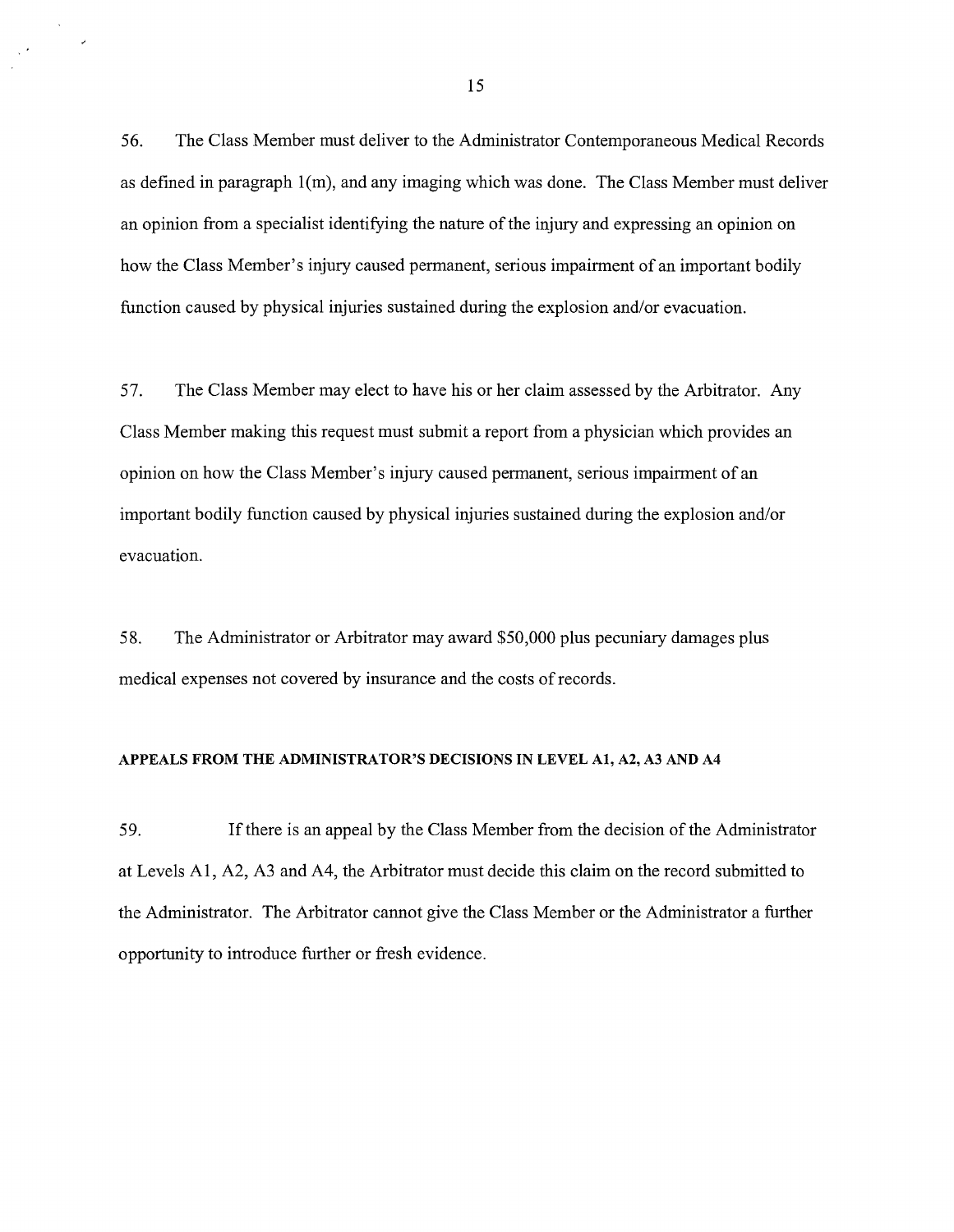56. The Class Member must deliver to the Administrator Contemporaneous Medical Records as defined in paragraph 1(m), and any imaging which was done. The Class Member must deliver an opinion from a specialist identifying the nature of the injury and expressing an opinion on how the Class Member's injury caused permanent, serious impairment of an important bodily function caused by physical injuries sustained during the explosion and/or evacuation.

57. The Class Member may elect to have his or her claim assessed by the Arbitrator. Any Class Member making this request must submit a report from a physician which provides an opinion on how the Class Member's injury caused permanent, serious impairment of an important bodily function caused by physical injuries sustained during the explosion and/or evacuation.

58. The Administrator or Arbitrator may award $50,000 plus pecuniary damages plus medical expenses not covered by insurance and the costs of records.

**APPEALS FROM THE ADMINISTRATOR'S DECISIONS IN LEVEL A1, A2, A3 AND A4**

59. If there is an appeal by the Class Member from the decision of the Administrator at Levels A1, A2, A3 and A4, the Arbitrator must decide this claim on the record submitted to the Administrator. The Arbitrator cannot give the Class Member or the Administrator a further opportunity to introduce further or fresh evidence.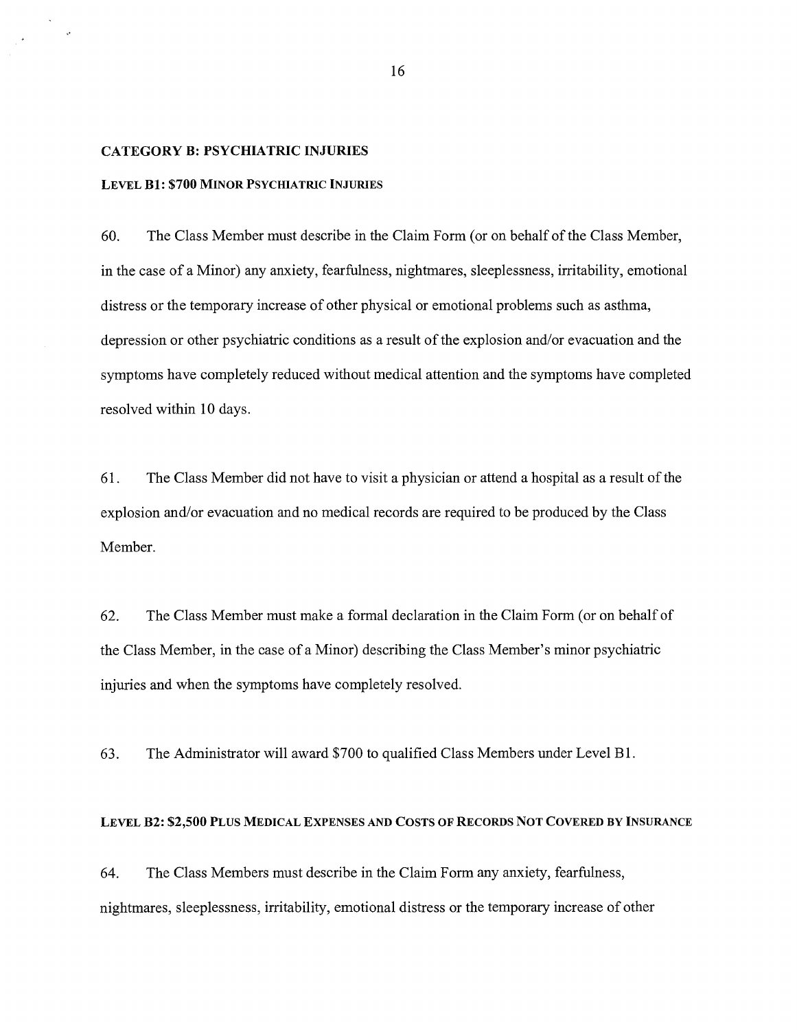### CATEGORY B: PSYCHIATRIC INJURIES

#### LEVEL B1: $700 MINOR PSYCHIATRIC INJURIES

60. The Class Member must describe in the Claim Form (or on behalf of the Class Member, in the case of a Minor) any anxiety, fearfulness, nightmares, sleeplessness, irritability, emotional distress or the temporary increase of other physical or emotional problems such as asthma, depression or other psychiatric conditions as a result of the explosion and/or evacuation and the symptoms have completely reduced without medical attention and the symptoms have completed resolved within 10 days.

61. The Class Member did not have to visit a physician or attend a hospital as a result of the explosion and/or evacuation and no medical records are required to be produced by the Class Member.

62. The Class Member must make a formal declaration in the Claim Form (or on behalf of the Class Member, in the case of a Minor) describing the Class Member's minor psychiatric injuries and when the symptoms have completely resolved.

63. The Administrator will award $700 to qualified Class Members under Level B1.

#### LEVEL B2: $2,500 PLUS MEDICAL EXPENSES AND COSTS OF RECORDS NOT COVERED BY INSURANCE

64. The Class Members must describe in the Claim Form any anxiety, fearfulness, nightmares, sleeplessness, irritability, emotional distress or the temporary increase of other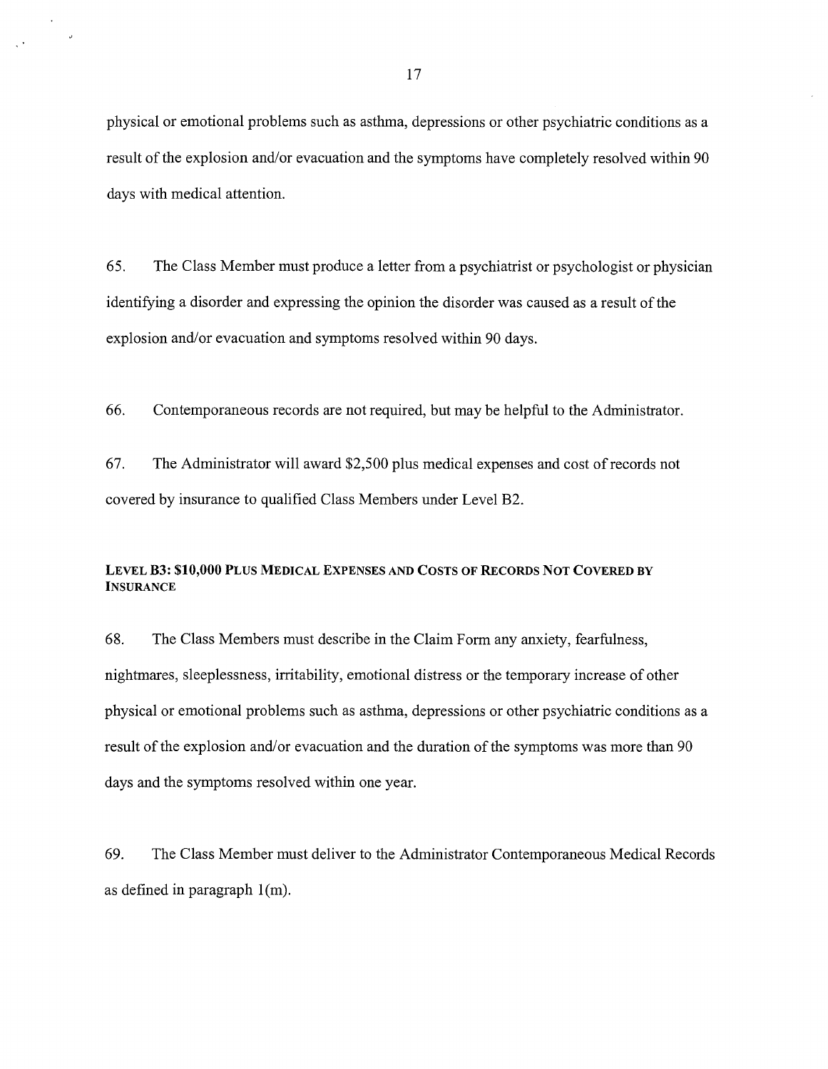physical or emotional problems such as asthma, depressions or other psychiatric conditions as a result of the explosion and/or evacuation and the symptoms have completely resolved within 90 days with medical attention.

65. The Class Member must produce a letter from a psychiatrist or psychologist or physician identifying a disorder and expressing the opinion the disorder was caused as a result of the explosion and/or evacuation and symptoms resolved within 90 days.

66. Contemporaneous records are not required, but may be helpful to the Administrator.

67. The Administrator will award $2,500 plus medical expenses and cost of records not covered by insurance to qualified Class Members under Level B2.

#### LEVEL B3: $10,000 PLUS MEDICAL EXPENSES AND COSTS OF RECORDS NOT COVERED BY INSURANCE

68. The Class Members must describe in the Claim Form any anxiety, fearfulness, nightmares, sleeplessness, irritability, emotional distress or the temporary increase of other physical or emotional problems such as asthma, depressions or other psychiatric conditions as a result of the explosion and/or evacuation and the duration of the symptoms was more than 90 days and the symptoms resolved within one year.

69. The Class Member must deliver to the Administrator Contemporaneous Medical Records as defined in paragraph 1(m).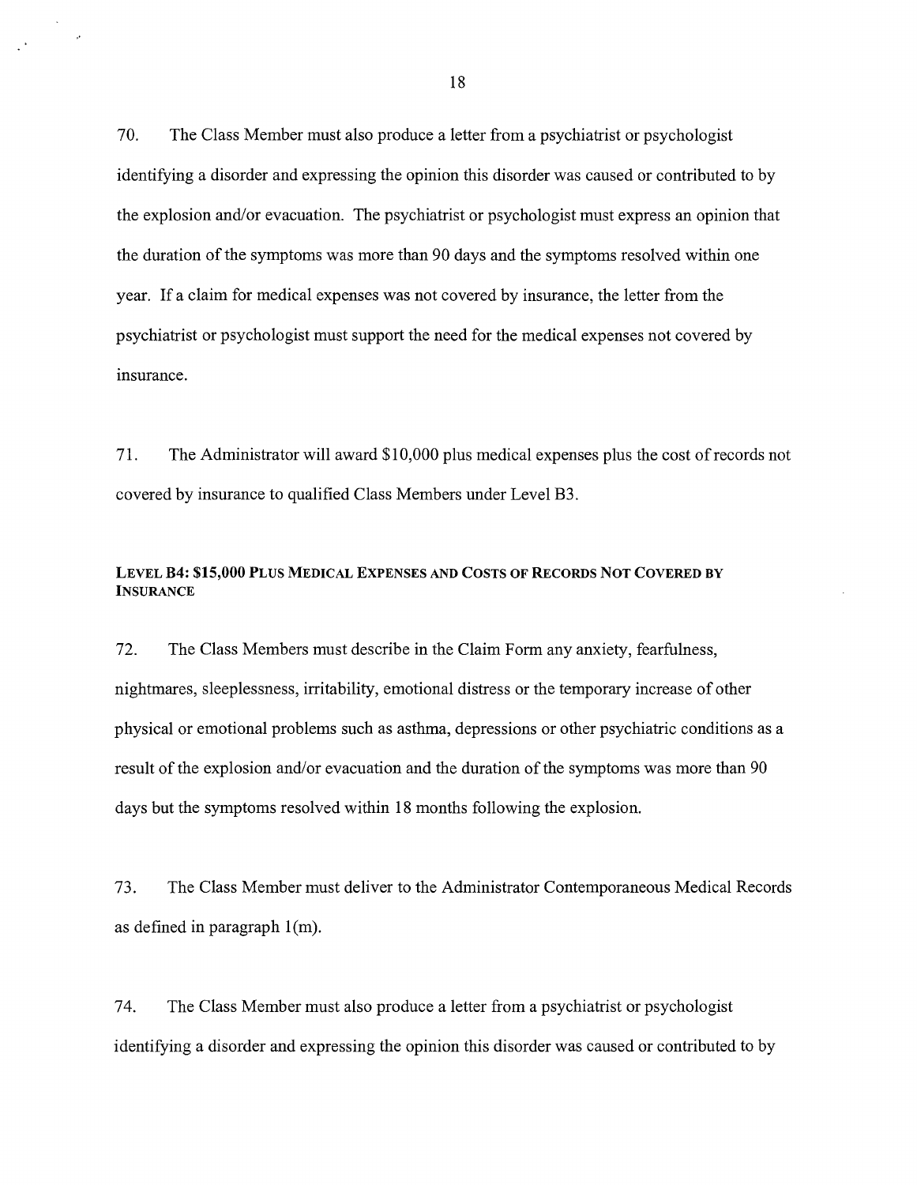70. The Class Member must also produce a letter from a psychiatrist or psychologist identifying a disorder and expressing the opinion this disorder was caused or contributed to by the explosion and/or evacuation. The psychiatrist or psychologist must express an opinion that the duration of the symptoms was more than 90 days and the symptoms resolved within one year. If a claim for medical expenses was not covered by insurance, the letter from the psychiatrist or psychologist must support the need for the medical expenses not covered by insurance.

71. The Administrator will award $10,000 plus medical expenses plus the cost of records not covered by insurance to qualified Class Members under Level B3.

#### LEVEL B4: $15,000 PLUS MEDICAL EXPENSES AND COSTS OF RECORDS NOT COVERED BY INSURANCE

72. The Class Members must describe in the Claim Form any anxiety, fearfulness, nightmares, sleeplessness, irritability, emotional distress or the temporary increase of other physical or emotional problems such as asthma, depressions or other psychiatric conditions as a result of the explosion and/or evacuation and the duration of the symptoms was more than 90 days but the symptoms resolved within 18 months following the explosion.

73. The Class Member must deliver to the Administrator Contemporaneous Medical Records as defined in paragraph 1(m).

74. The Class Member must also produce a letter from a psychiatrist or psychologist identifying a disorder and expressing the opinion this disorder was caused or contributed to by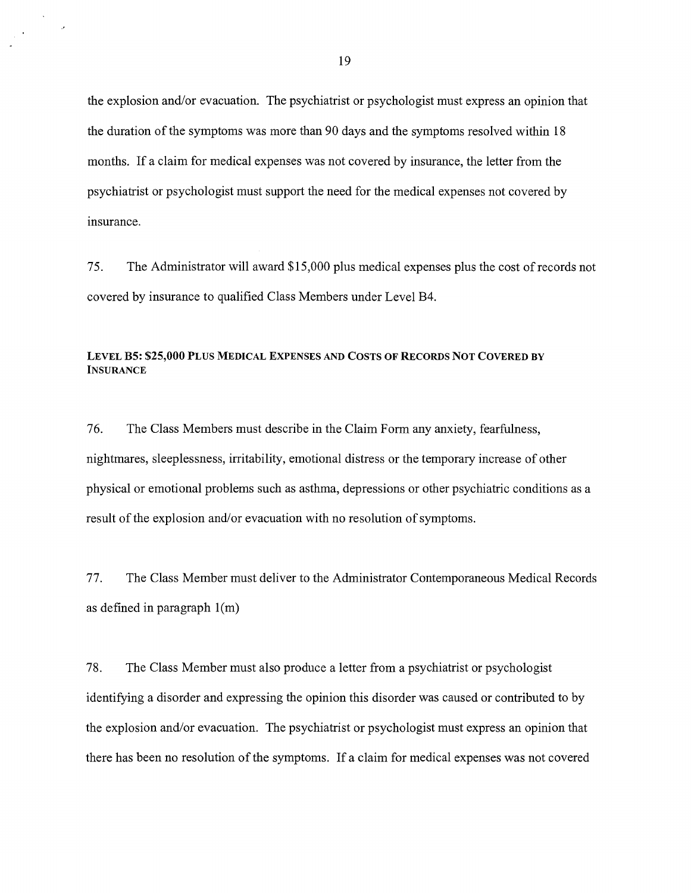the explosion and/or evacuation. The psychiatrist or psychologist must express an opinion that the duration of the symptoms was more than 90 days and the symptoms resolved within 18 months. If a claim for medical expenses was not covered by insurance, the letter from the psychiatrist or psychologist must support the need for the medical expenses not covered by insurance.

75. The Administrator will award $15,000 plus medical expenses plus the cost of records not covered by insurance to qualified Class Members under Level B4.

#### LEVEL B5: $25,000 PLUS MEDICAL EXPENSES AND COSTS OF RECORDS NOT COVERED BY INSURANCE

76. The Class Members must describe in the Claim Form any anxiety, fearfulness, nightmares, sleeplessness, irritability, emotional distress or the temporary increase of other physical or emotional problems such as asthma, depressions or other psychiatric conditions as a result of the explosion and/or evacuation with no resolution of symptoms.

77. The Class Member must deliver to the Administrator Contemporaneous Medical Records as defined in paragraph 1(m)

78. The Class Member must also produce a letter from a psychiatrist or psychologist identifying a disorder and expressing the opinion this disorder was caused or contributed to by the explosion and/or evacuation. The psychiatrist or psychologist must express an opinion that there has been no resolution of the symptoms. If a claim for medical expenses was not covered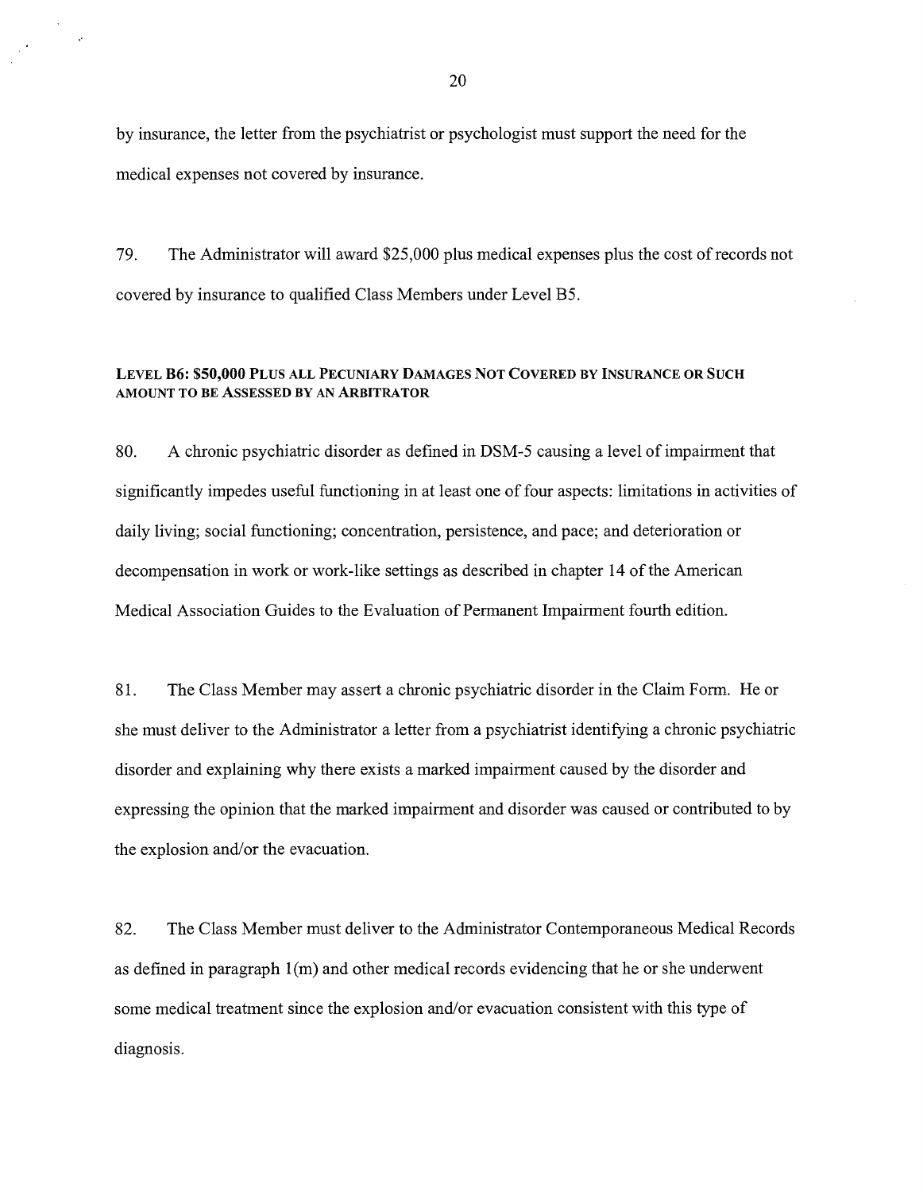by insurance, the letter from the psychiatrist or psychologist must support the need for the medical expenses not covered by insurance.

79. The Administrator will award $25,000 plus medical expenses plus the cost of records not covered by insurance to qualified Class Members under Level B5.

#### LEVEL B6: $50,000 PLUS ALL PECUNIARY DAMAGES NOT COVERED BY INSURANCE OR SUCH AMOUNT TO BE ASSESSED BY AN ARBITRATOR

80. A chronic psychiatric disorder as defined in DSM-5 causing a level of impairment that significantly impedes useful functioning in at least one of four aspects: limitations in activities of daily living; social functioning; concentration, persistence, and pace; and deterioration or decompensation in work or work-like settings as described in chapter 14 of the American Medical Association Guides to the Evaluation of Permanent Impairment fourth edition.

81. The Class Member may assert a chronic psychiatric disorder in the Claim Form. He or she must deliver to the Administrator a letter from a psychiatrist identifying a chronic psychiatric disorder and explaining why there exists a marked impairment caused by the disorder and expressing the opinion that the marked impairment and disorder was caused or contributed to by the explosion and/or the evacuation.

82. The Class Member must deliver to the Administrator Contemporaneous Medical Records as defined in paragraph 1(m) and other medical records evidencing that he or she underwent some medical treatment since the explosion and/or evacuation consistent with this type of diagnosis.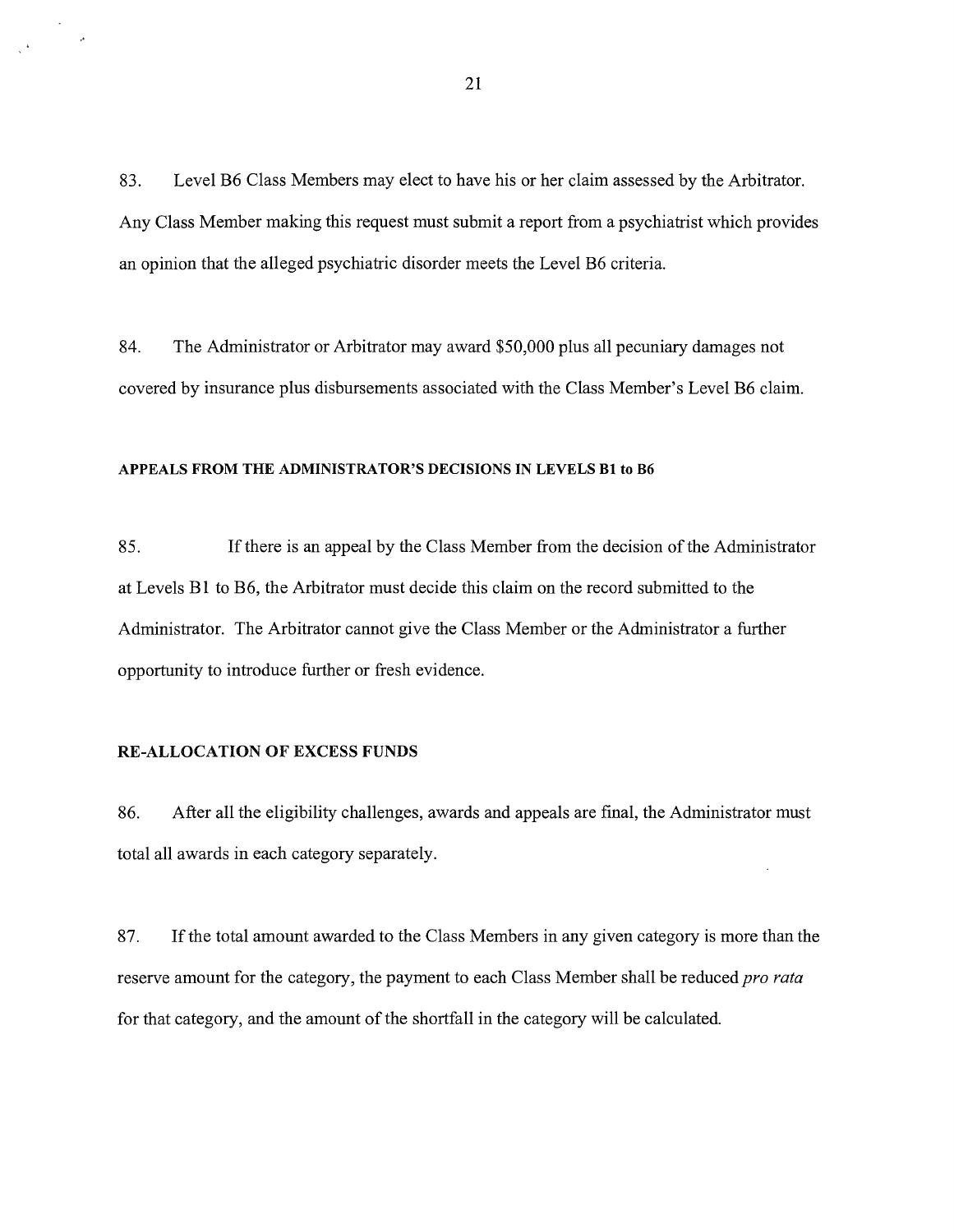83. Level B6 Class Members may elect to have his or her claim assessed by the Arbitrator. Any Class Member making this request must submit a report from a psychiatrist which provides an opinion that the alleged psychiatric disorder meets the Level B6 criteria.

84. The Administrator or Arbitrator may award $50,000 plus all pecuniary damages not covered by insurance plus disbursements associated with the Class Member's Level B6 claim.

### APPEALS FROM THE ADMINISTRATOR'S DECISIONS IN LEVELS B1 to B6

85. If there is an appeal by the Class Member from the decision of the Administrator at Levels B1 to B6, the Arbitrator must decide this claim on the record submitted to the Administrator. The Arbitrator cannot give the Class Member or the Administrator a further opportunity to introduce further or fresh evidence.

### RE-ALLOCATION OF EXCESS FUNDS

86. After all the eligibility challenges, awards and appeals are final, the Administrator must total all awards in each category separately.

87. If the total amount awarded to the Class Members in any given category is more than the reserve amount for the category, the payment to each Class Member shall be reduced *pro rata* for that category, and the amount of the shortfall in the category will be calculated.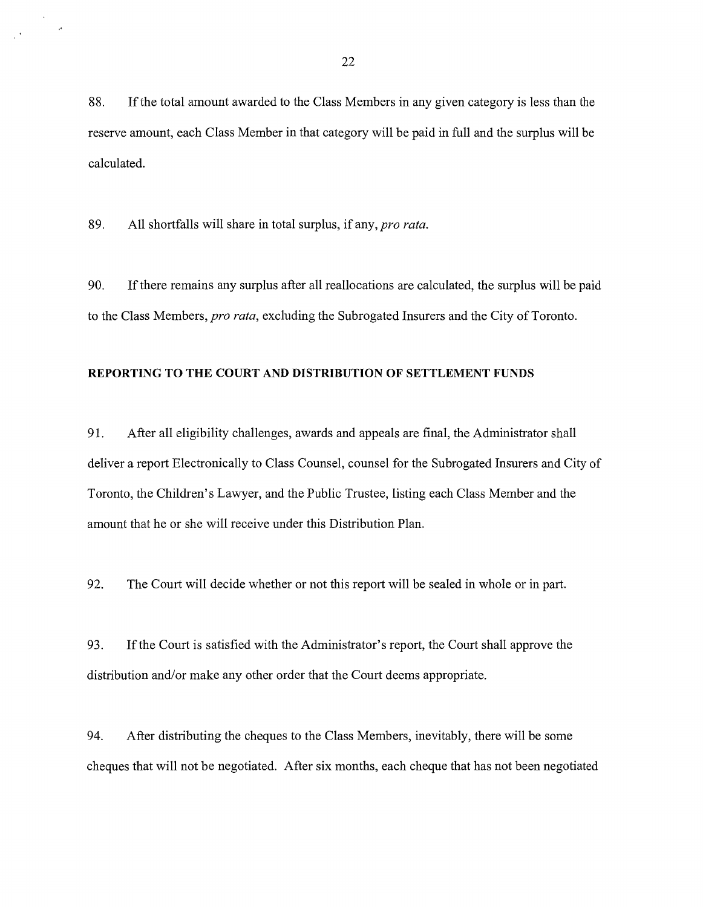88. If the total amount awarded to the Class Members in any given category is less than the reserve amount, each Class Member in that category will be paid in full and the surplus will be calculated.

89. All shortfalls will share in total surplus, if any, *pro rata*.

90. If there remains any surplus after all reallocations are calculated, the surplus will be paid to the Class Members, *pro rata*, excluding the Subrogated Insurers and the City of Toronto.

**REPORTING TO THE COURT AND DISTRIBUTION OF SETTLEMENT FUNDS**

91. After all eligibility challenges, awards and appeals are final, the Administrator shall deliver a report Electronically to Class Counsel, counsel for the Subrogated Insurers and City of Toronto, the Children's Lawyer, and the Public Trustee, listing each Class Member and the amount that he or she will receive under this Distribution Plan.

92. The Court will decide whether or not this report will be sealed in whole or in part.

93. If the Court is satisfied with the Administrator's report, the Court shall approve the distribution and/or make any other order that the Court deems appropriate.

94. After distributing the cheques to the Class Members, inevitably, there will be some cheques that will not be negotiated. After six months, each cheque that has not been negotiated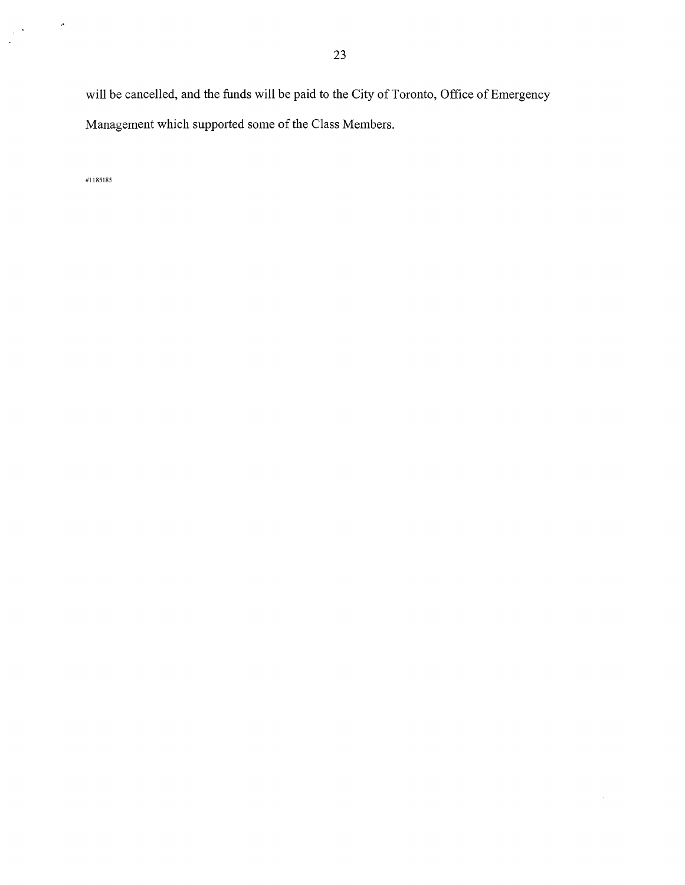will be cancelled, and the funds will be paid to the City of Toronto, Office of Emergency Management which supported some of the Class Members.

#1185185